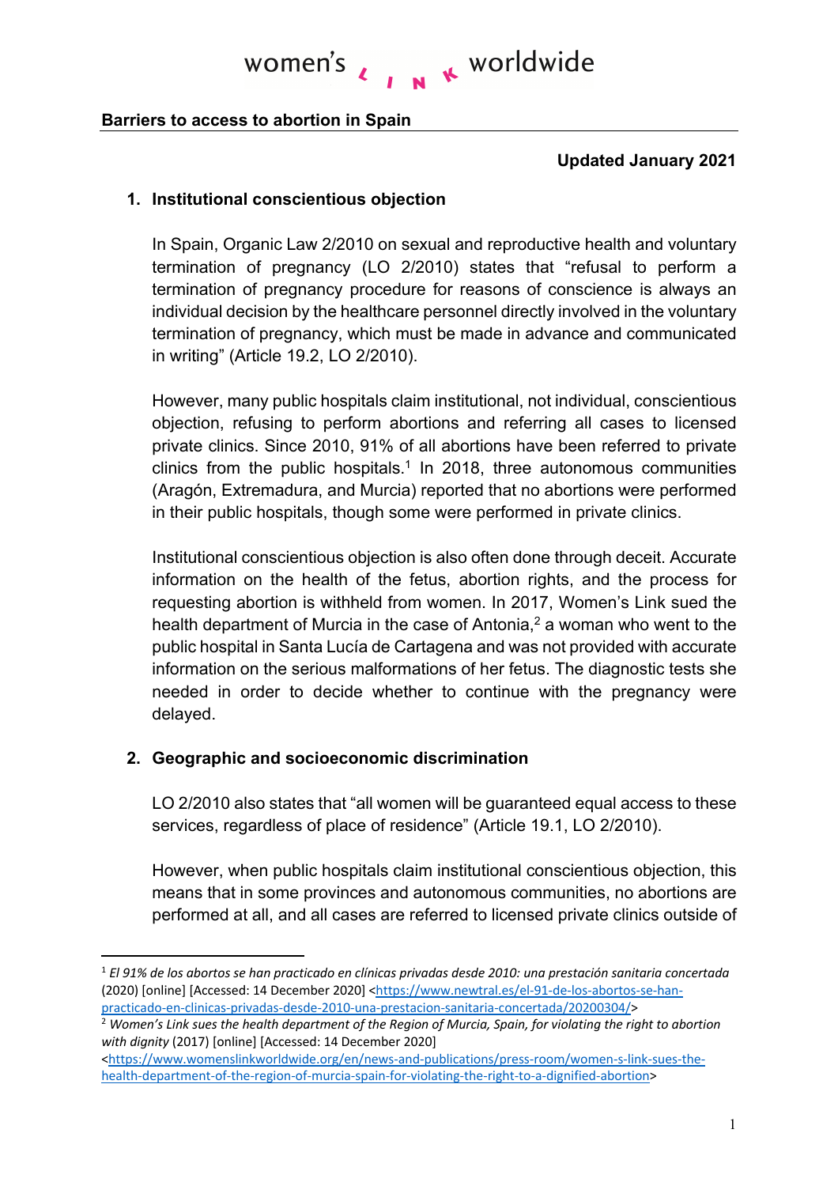women's LINK worldwide

**Barriers to access to abortion in Spain**

**Updated January 2021**

## 1. Institutional conscientious objection

In Spain, Organic Law 2/2010 on sexual and reproductive health and voluntary termination of pregnancy (LO 2/2010) states that "refusal to perform a termination of pregnancy procedure for reasons of conscience is always an individual decision by the healthcare personnel directly involved in the voluntary termination of pregnancy, which must be made in advance and communicated in writing" (Article 19.2, LO 2/2010).

However, many public hospitals claim institutional, not individual, conscientious objection, refusing to perform abortions and referring all cases to licensed private clinics. Since 2010, 91% of all abortions have been referred to private clinics from the public hospitals.[1] In 2018, three autonomous communities (Aragón, Extremadura, and Murcia) reported that no abortions were performed in their public hospitals, though some were performed in private clinics.

Institutional conscientious objection is also often done through deceit. Accurate information on the health of the fetus, abortion rights, and the process for requesting abortion is withheld from women. In 2017, Women's Link sued the health department of Murcia in the case of Antonia,[2] a woman who went to the public hospital in Santa Lucía de Cartagena and was not provided with accurate information on the serious malformations of her fetus. The diagnostic tests she needed in order to decide whether to continue with the pregnancy were delayed.

## 2. Geographic and socioeconomic discrimination

LO 2/2010 also states that "all women will be guaranteed equal access to these services, regardless of place of residence" (Article 19.1, LO 2/2010).

However, when public hospitals claim institutional conscientious objection, this means that in some provinces and autonomous communities, no abortions are performed at all, and all cases are referred to licensed private clinics outside of

---

[1] *El 91% de los abortos se han practicado en clínicas privadas desde 2010: una prestación sanitaria concertada* (2020) [online] [Accessed: 14 December 2020] <https://www.newtral.es/el-91-de-los-abortos-se-han-practicado-en-clinicas-privadas-desde-2010-una-prestacion-sanitaria-concertada/20200304/>

[2] *Women's Link sues the health department of the Region of Murcia, Spain, for violating the right to abortion with dignity* (2017) [online] [Accessed: 14 December 2020] <https://www.womenslinkworldwide.org/en/news-and-publications/press-room/women-s-link-sues-the-health-department-of-the-region-of-murcia-spain-for-violating-the-right-to-a-dignified-abortion>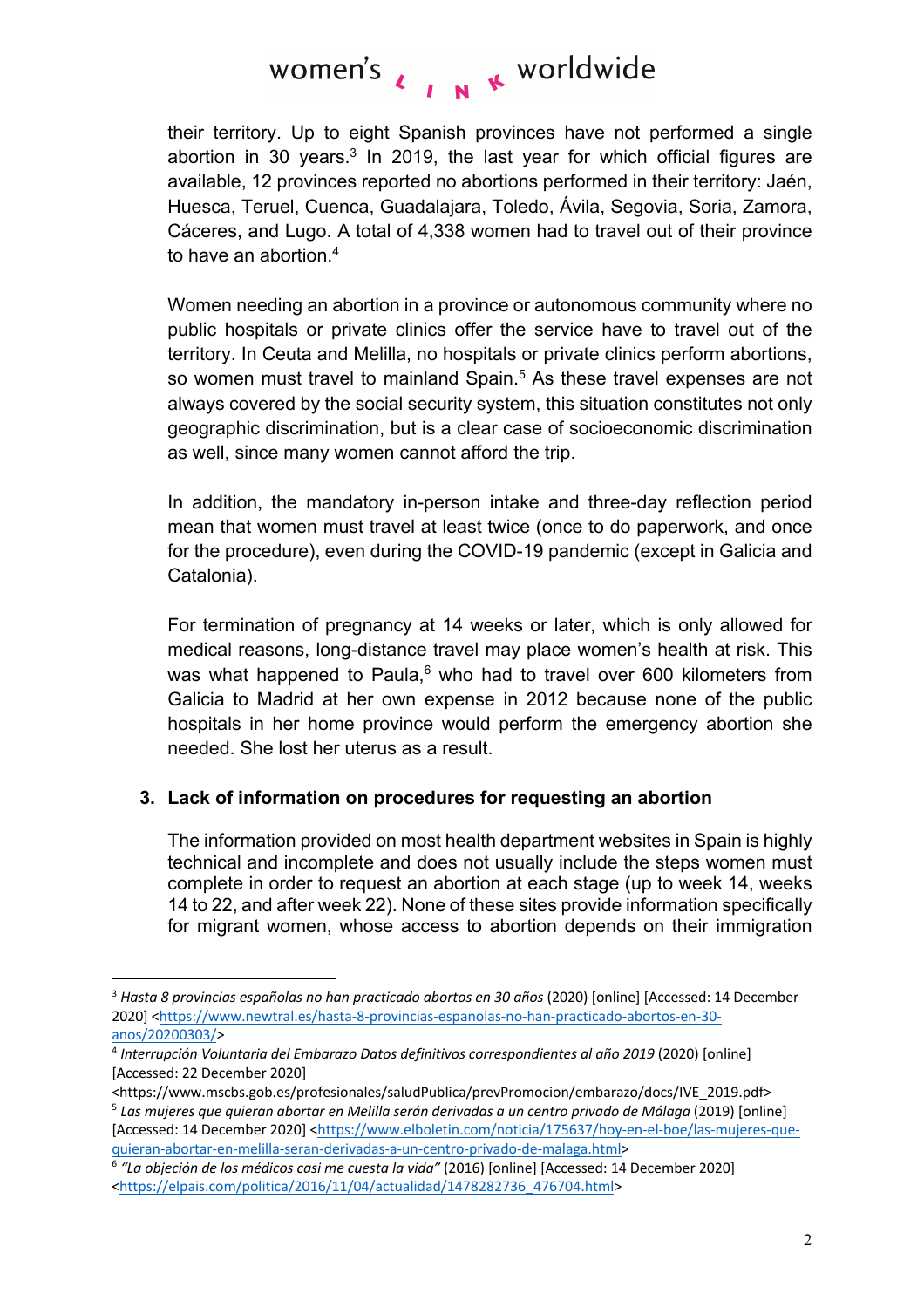their territory. Up to eight Spanish provinces have not performed a single abortion in 30 years.[3] In 2019, the last year for which official figures are available, 12 provinces reported no abortions performed in their territory: Jaén, Huesca, Teruel, Cuenca, Guadalajara, Toledo, Ávila, Segovia, Soria, Zamora, Cáceres, and Lugo. A total of 4,338 women had to travel out of their province to have an abortion.[4]

Women needing an abortion in a province or autonomous community where no public hospitals or private clinics offer the service have to travel out of the territory. In Ceuta and Melilla, no hospitals or private clinics perform abortions, so women must travel to mainland Spain.[5] As these travel expenses are not always covered by the social security system, this situation constitutes not only geographic discrimination, but is a clear case of socioeconomic discrimination as well, since many women cannot afford the trip.

In addition, the mandatory in-person intake and three-day reflection period mean that women must travel at least twice (once to do paperwork, and once for the procedure), even during the COVID-19 pandemic (except in Galicia and Catalonia).

For termination of pregnancy at 14 weeks or later, which is only allowed for medical reasons, long-distance travel may place women's health at risk. This was what happened to Paula,[6] who had to travel over 600 kilometers from Galicia to Madrid at her own expense in 2012 because none of the public hospitals in her home province would perform the emergency abortion she needed. She lost her uterus as a result.

### 3. Lack of information on procedures for requesting an abortion

The information provided on most health department websites in Spain is highly technical and incomplete and does not usually include the steps women must complete in order to request an abortion at each stage (up to week 14, weeks 14 to 22, and after week 22). None of these sites provide information specifically for migrant women, whose access to abortion depends on their immigration

---

[3] *Hasta 8 provincias españolas no han practicado abortos en 30 años* (2020) [online] [Accessed: 14 December 2020] <https://www.newtral.es/hasta-8-provincias-espanolas-no-han-practicado-abortos-en-30-anos/20200303/>

[4] *Interrupción Voluntaria del Embarazo Datos definitivos correspondientes al año 2019* (2020) [online] [Accessed: 22 December 2020] <https://www.mscbs.gob.es/profesionales/saludPublica/prevPromocion/embarazo/docs/IVE_2019.pdf>

[5] *Las mujeres que quieran abortar en Melilla serán derivadas a un centro privado de Málaga* (2019) [online] [Accessed: 14 December 2020] <https://www.elboletin.com/noticia/175637/hoy-en-el-boe/las-mujeres-que-quieran-abortar-en-melilla-seran-derivadas-a-un-centro-privado-de-malaga.html>

[6] *"La objeción de los médicos casi me cuesta la vida"* (2016) [online] [Accessed: 14 December 2020] <https://elpais.com/politica/2016/11/04/actualidad/1478282736_476704.html>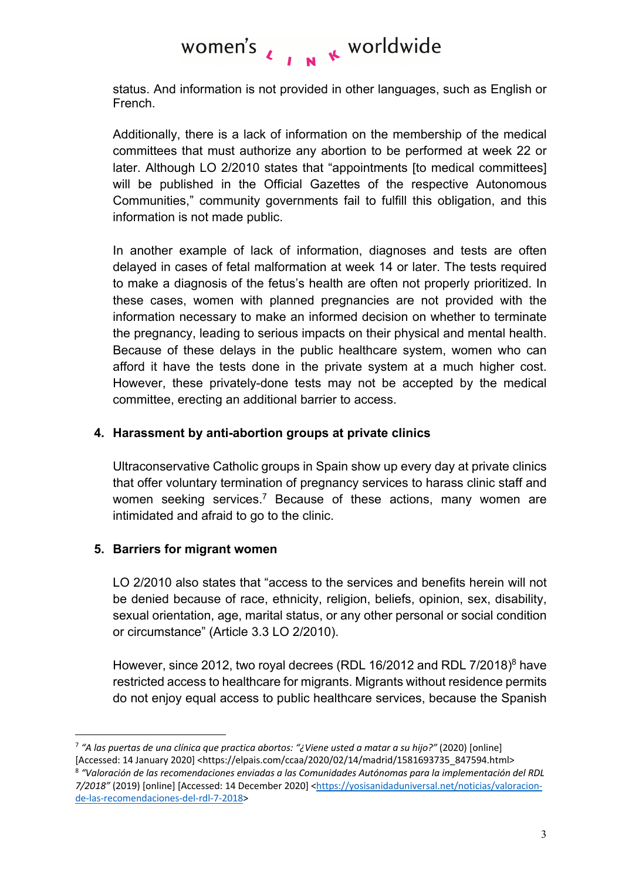status. And information is not provided in other languages, such as English or French.

Additionally, there is a lack of information on the membership of the medical committees that must authorize any abortion to be performed at week 22 or later. Although LO 2/2010 states that "appointments [to medical committees] will be published in the Official Gazettes of the respective Autonomous Communities," community governments fail to fulfill this obligation, and this information is not made public.

In another example of lack of information, diagnoses and tests are often delayed in cases of fetal malformation at week 14 or later. The tests required to make a diagnosis of the fetus's health are often not properly prioritized. In these cases, women with planned pregnancies are not provided with the information necessary to make an informed decision on whether to terminate the pregnancy, leading to serious impacts on their physical and mental health. Because of these delays in the public healthcare system, women who can afford it have the tests done in the private system at a much higher cost. However, these privately-done tests may not be accepted by the medical committee, erecting an additional barrier to access.

## 4. Harassment by anti-abortion groups at private clinics

Ultraconservative Catholic groups in Spain show up every day at private clinics that offer voluntary termination of pregnancy services to harass clinic staff and women seeking services.[7] Because of these actions, many women are intimidated and afraid to go to the clinic.

## 5. Barriers for migrant women

LO 2/2010 also states that "access to the services and benefits herein will not be denied because of race, ethnicity, religion, beliefs, opinion, sex, disability, sexual orientation, age, marital status, or any other personal or social condition or circumstance" (Article 3.3 LO 2/2010).

However, since 2012, two royal decrees (RDL 16/2012 and RDL 7/2018)[8] have restricted access to healthcare for migrants. Migrants without residence permits do not enjoy equal access to public healthcare services, because the Spanish

---

[7] *"A las puertas de una clínica que practica abortos: "¿Viene usted a matar a su hijo?"* (2020) [online] [Accessed: 14 January 2020] <https://elpais.com/ccaa/2020/02/14/madrid/1581693735_847594.html>

[8] *"Valoración de las recomendaciones enviadas a las Comunidades Autónomas para la implementación del RDL 7/2018"* (2019) [online] [Accessed: 14 December 2020] <https://yosisanidaduniversal.net/noticias/valoracion-de-las-recomendaciones-del-rdl-7-2018>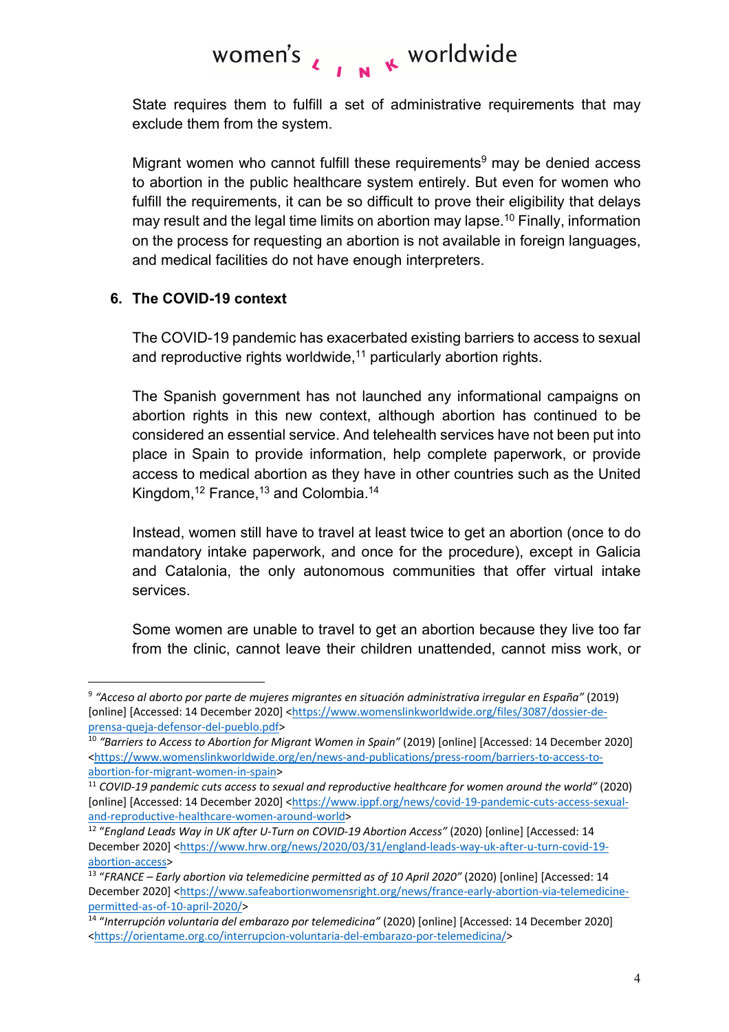State requires them to fulfill a set of administrative requirements that may exclude them from the system.

Migrant women who cannot fulfill these requirements[9] may be denied access to abortion in the public healthcare system entirely. But even for women who fulfill the requirements, it can be so difficult to prove their eligibility that delays may result and the legal time limits on abortion may lapse.[10] Finally, information on the process for requesting an abortion is not available in foreign languages, and medical facilities do not have enough interpreters.

## 6. The COVID-19 context

The COVID-19 pandemic has exacerbated existing barriers to access to sexual and reproductive rights worldwide,[11] particularly abortion rights.

The Spanish government has not launched any informational campaigns on abortion rights in this new context, although abortion has continued to be considered an essential service. And telehealth services have not been put into place in Spain to provide information, help complete paperwork, or provide access to medical abortion as they have in other countries such as the United Kingdom,[12] France,[13] and Colombia.[14]

Instead, women still have to travel at least twice to get an abortion (once to do mandatory intake paperwork, and once for the procedure), except in Galicia and Catalonia, the only autonomous communities that offer virtual intake services.

Some women are unable to travel to get an abortion because they live too far from the clinic, cannot leave their children unattended, cannot miss work, or

---

[9] *"Acceso al aborto por parte de mujeres migrantes en situación administrativa irregular en España"* (2019) [online] [Accessed: 14 December 2020] <https://www.womenslinkworldwide.org/files/3087/dossier-de-prensa-queja-defensor-del-pueblo.pdf>

[10] *"Barriers to Access to Abortion for Migrant Women in Spain"* (2019) [online] [Accessed: 14 December 2020] <https://www.womenslinkworldwide.org/en/news-and-publications/press-room/barriers-to-access-to-abortion-for-migrant-women-in-spain>

[11] *COVID-19 pandemic cuts access to sexual and reproductive healthcare for women around the world"* (2020) [online] [Accessed: 14 December 2020] <https://www.ippf.org/news/covid-19-pandemic-cuts-access-sexual-and-reproductive-healthcare-women-around-world>

[12] *"England Leads Way in UK after U-Turn on COVID-19 Abortion Access"* (2020) [online] [Accessed: 14 December 2020] <https://www.hrw.org/news/2020/03/31/england-leads-way-uk-after-u-turn-covid-19-abortion-access>

[13] *"FRANCE – Early abortion via telemedicine permitted as of 10 April 2020"* (2020) [online] [Accessed: 14 December 2020] <https://www.safeabortionwomensright.org/news/france-early-abortion-via-telemedicine-permitted-as-of-10-april-2020/>

[14] *"Interrupción voluntaria del embarazo por telemedicina"* (2020) [online] [Accessed: 14 December 2020] <https://orientame.org.co/interrupcion-voluntaria-del-embarazo-por-telemedicina/>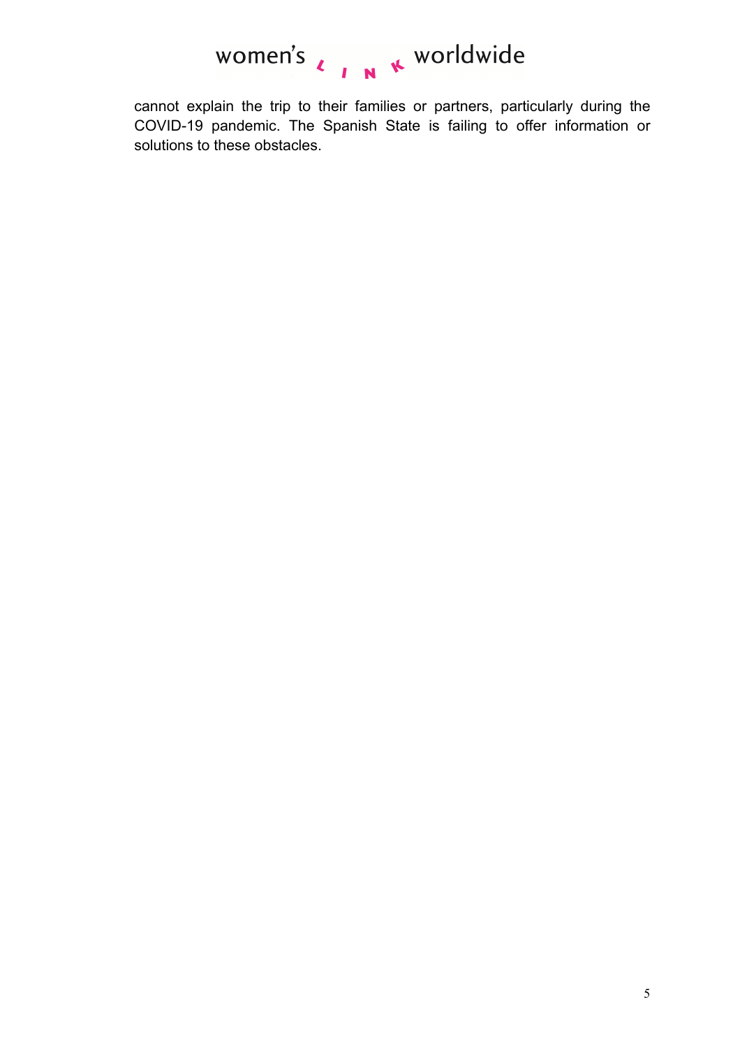cannot explain the trip to their families or partners, particularly during the COVID-19 pandemic. The Spanish State is failing to offer information or solutions to these obstacles.